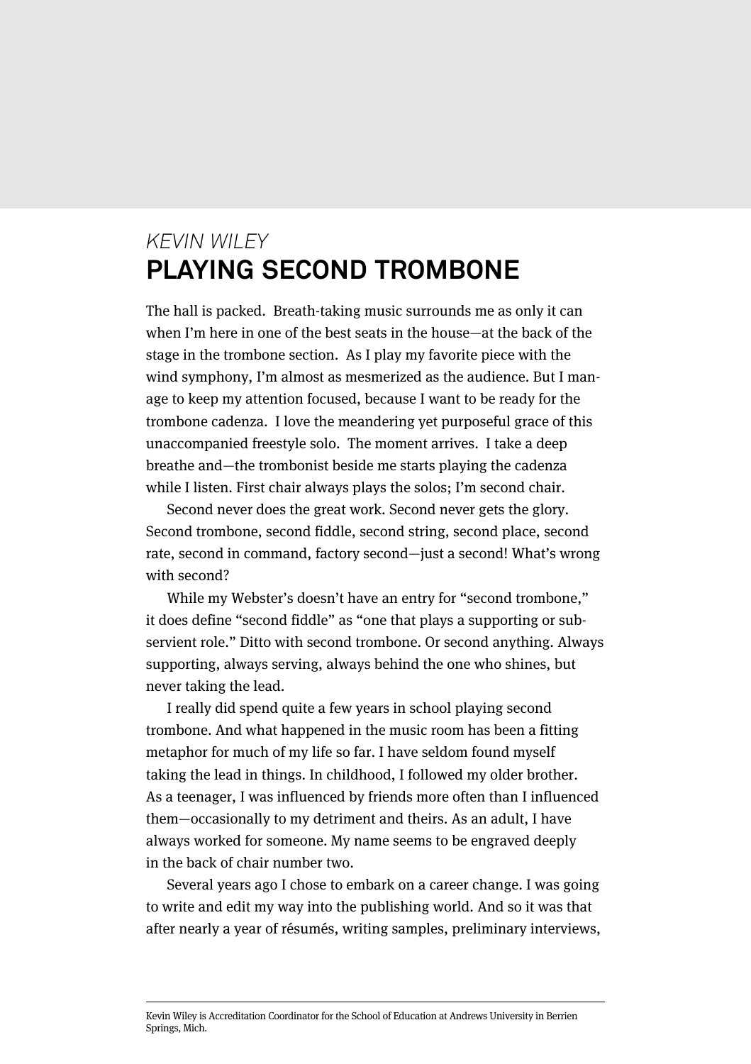*KEVIN WILEY*

# PLAYING SECOND TROMBONE

The hall is packed. Breath-taking music surrounds me as only it can when I'm here in one of the best seats in the house—at the back of the stage in the trombone section. As I play my favorite piece with the wind symphony, I'm almost as mesmerized as the audience. But I manage to keep my attention focused, because I want to be ready for the trombone cadenza. I love the meandering yet purposeful grace of this unaccompanied freestyle solo. The moment arrives. I take a deep breathe and—the trombonist beside me starts playing the cadenza while I listen. First chair always plays the solos; I'm second chair.

Second never does the great work. Second never gets the glory. Second trombone, second fiddle, second string, second place, second rate, second in command, factory second—just a second! What's wrong with second?

While my Webster's doesn't have an entry for "second trombone," it does define "second fiddle" as "one that plays a supporting or subservient role." Ditto with second trombone. Or second anything. Always supporting, always serving, always behind the one who shines, but never taking the lead.

I really did spend quite a few years in school playing second trombone. And what happened in the music room has been a fitting metaphor for much of my life so far. I have seldom found myself taking the lead in things. In childhood, I followed my older brother. As a teenager, I was influenced by friends more often than I influenced them—occasionally to my detriment and theirs. As an adult, I have always worked for someone. My name seems to be engraved deeply in the back of chair number two.

Several years ago I chose to embark on a career change. I was going to write and edit my way into the publishing world. And so it was that after nearly a year of résumés, writing samples, preliminary interviews,

---

Kevin Wiley is Accreditation Coordinator for the School of Education at Andrews University in Berrien Springs, Mich.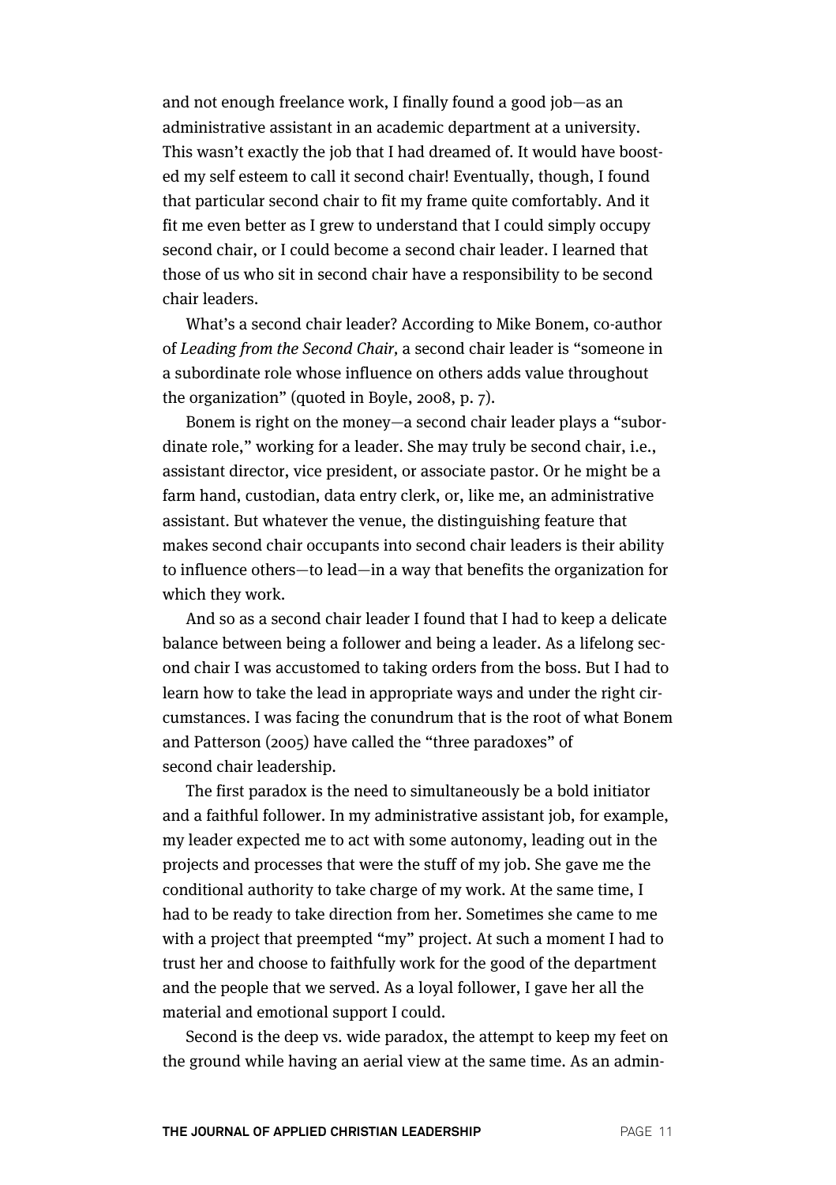and not enough freelance work, I finally found a good job—as an administrative assistant in an academic department at a university. This wasn't exactly the job that I had dreamed of. It would have boosted my self esteem to call it second chair! Eventually, though, I found that particular second chair to fit my frame quite comfortably. And it fit me even better as I grew to understand that I could simply occupy second chair, or I could become a second chair leader. I learned that those of us who sit in second chair have a responsibility to be second chair leaders.

What's a second chair leader? According to Mike Bonem, co-author of *Leading from the Second Chair,* a second chair leader is "someone in a subordinate role whose influence on others adds value throughout the organization" (quoted in Boyle, 2008, p. 7).

Bonem is right on the money—a second chair leader plays a "subordinate role," working for a leader. She may truly be second chair, i.e., assistant director, vice president, or associate pastor. Or he might be a farm hand, custodian, data entry clerk, or, like me, an administrative assistant. But whatever the venue, the distinguishing feature that makes second chair occupants into second chair leaders is their ability to influence others—to lead—in a way that benefits the organization for which they work.

And so as a second chair leader I found that I had to keep a delicate balance between being a follower and being a leader. As a lifelong second chair I was accustomed to taking orders from the boss. But I had to learn how to take the lead in appropriate ways and under the right circumstances. I was facing the conundrum that is the root of what Bonem and Patterson (2005) have called the "three paradoxes" of second chair leadership.

The first paradox is the need to simultaneously be a bold initiator and a faithful follower. In my administrative assistant job, for example, my leader expected me to act with some autonomy, leading out in the projects and processes that were the stuff of my job. She gave me the conditional authority to take charge of my work. At the same time, I had to be ready to take direction from her. Sometimes she came to me with a project that preempted "my" project. At such a moment I had to trust her and choose to faithfully work for the good of the department and the people that we served. As a loyal follower, I gave her all the material and emotional support I could.

Second is the deep vs. wide paradox, the attempt to keep my feet on the ground while having an aerial view at the same time. As an admin-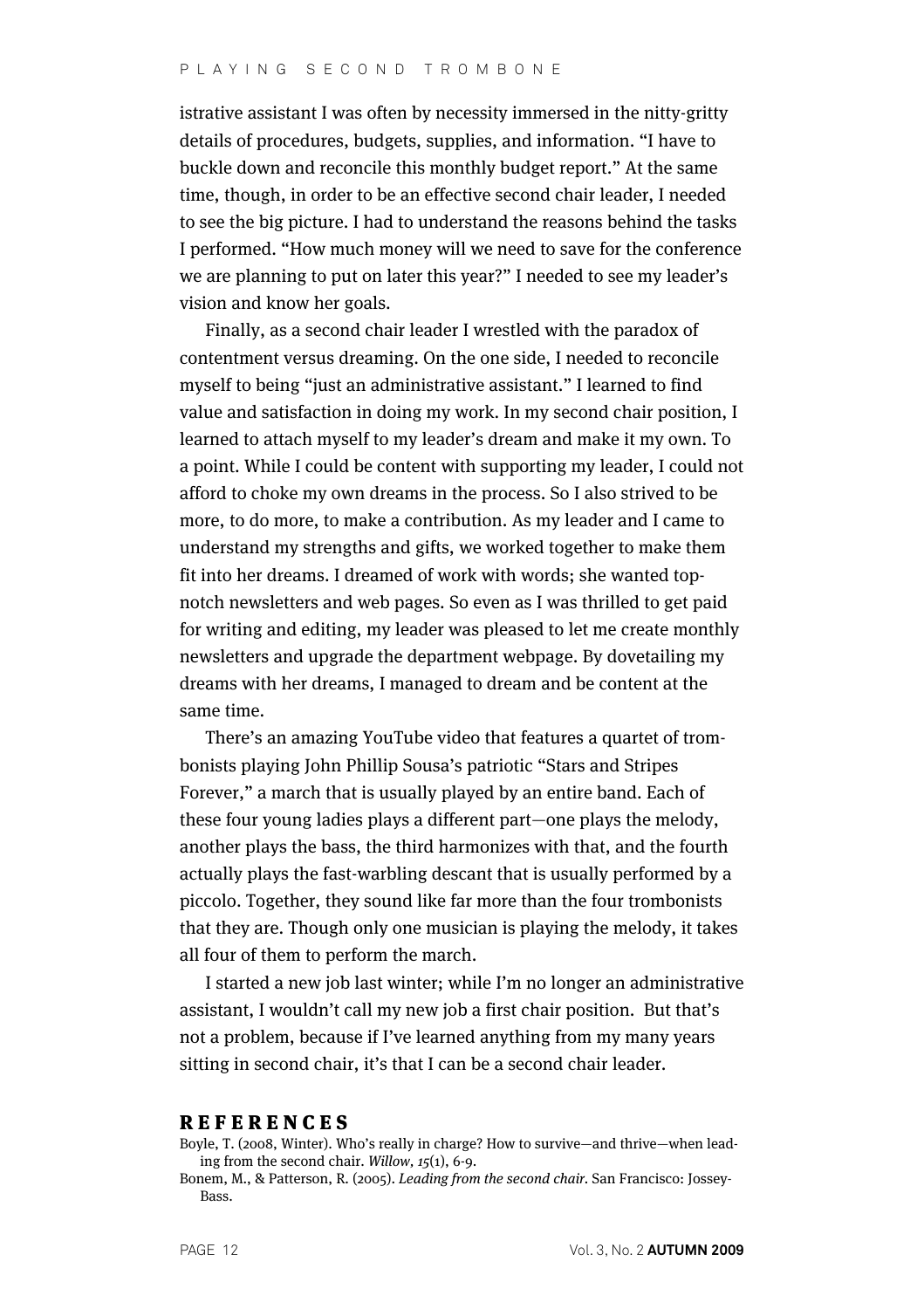istrative assistant I was often by necessity immersed in the nitty-gritty details of procedures, budgets, supplies, and information. "I have to buckle down and reconcile this monthly budget report." At the same time, though, in order to be an effective second chair leader, I needed to see the big picture. I had to understand the reasons behind the tasks I performed. "How much money will we need to save for the conference we are planning to put on later this year?" I needed to see my leader's vision and know her goals.

Finally, as a second chair leader I wrestled with the paradox of contentment versus dreaming. On the one side, I needed to reconcile myself to being "just an administrative assistant." I learned to find value and satisfaction in doing my work. In my second chair position, I learned to attach myself to my leader's dream and make it my own. To a point. While I could be content with supporting my leader, I could not afford to choke my own dreams in the process. So I also strived to be more, to do more, to make a contribution. As my leader and I came to understand my strengths and gifts, we worked together to make them fit into her dreams. I dreamed of work with words; she wanted top-notch newsletters and web pages. So even as I was thrilled to get paid for writing and editing, my leader was pleased to let me create monthly newsletters and upgrade the department webpage. By dovetailing my dreams with her dreams, I managed to dream and be content at the same time.

There's an amazing YouTube video that features a quartet of trombonists playing John Phillip Sousa's patriotic "Stars and Stripes Forever," a march that is usually played by an entire band. Each of these four young ladies plays a different part—one plays the melody, another plays the bass, the third harmonizes with that, and the fourth actually plays the fast-warbling descant that is usually performed by a piccolo. Together, they sound like far more than the four trombonists that they are. Though only one musician is playing the melody, it takes all four of them to perform the march.

I started a new job last winter; while I'm no longer an administrative assistant, I wouldn't call my new job a first chair position. But that's not a problem, because if I've learned anything from my many years sitting in second chair, it's that I can be a second chair leader.

## REFERENCES

Boyle, T. (2008, Winter). Who's really in charge? How to survive—and thrive—when leading from the second chair. *Willow, 15*(1), 6-9.

Bonem, M., & Patterson, R. (2005). *Leading from the second chair*. San Francisco: Jossey-Bass.